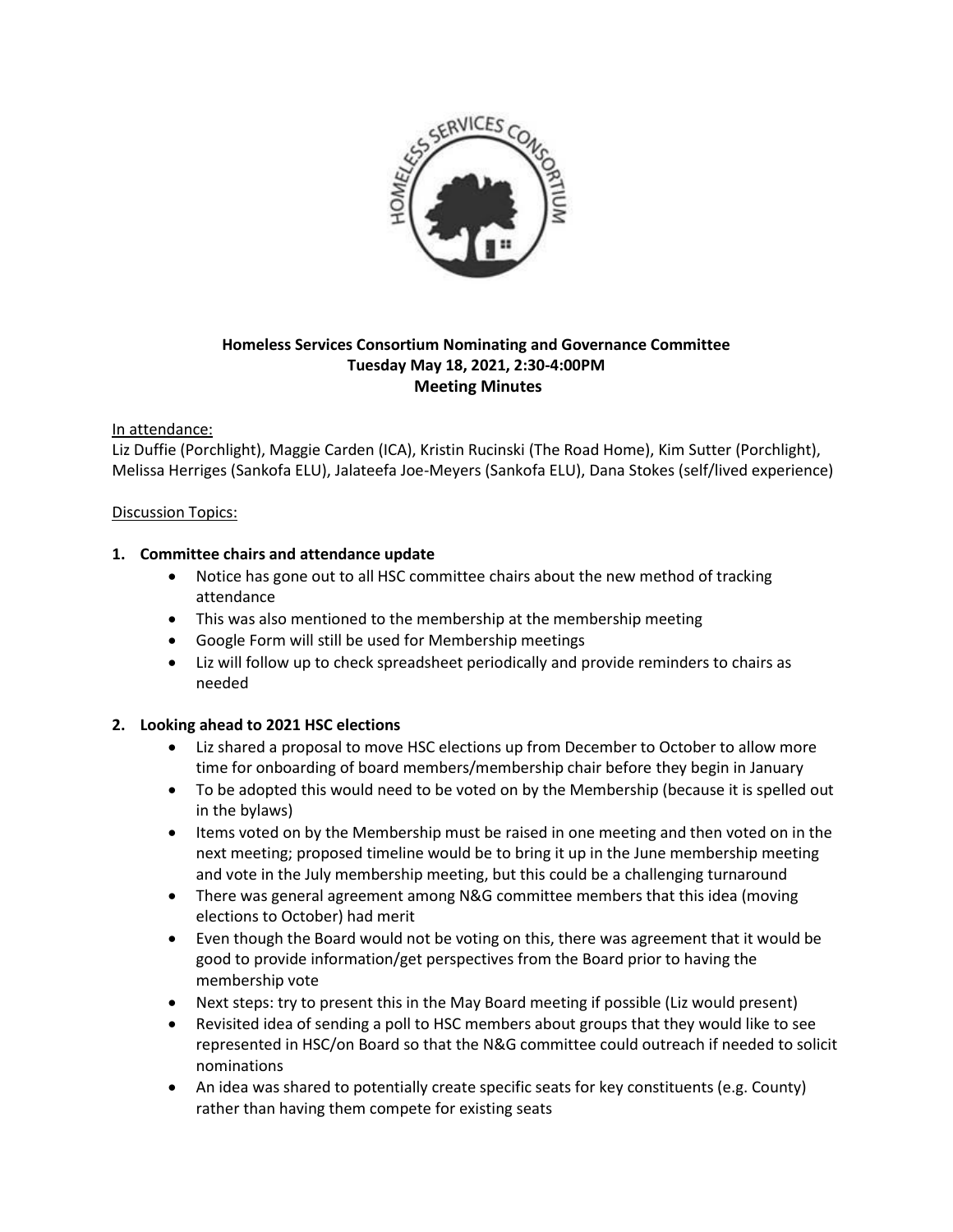**Homeless Services Consortium Nominating and Governance Committee**
**Tuesday May 18, 2021, 2:30-4:00PM**
**Meeting Minutes**

In attendance:
Liz Duffie (Porchlight), Maggie Carden (ICA), Kristin Rucinski (The Road Home), Kim Sutter (Porchlight), Melissa Herriges (Sankofa ELU), Jalateefa Joe-Meyers (Sankofa ELU), Dana Stokes (self/lived experience)

Discussion Topics:

**1. Committee chairs and attendance update**

- Notice has gone out to all HSC committee chairs about the new method of tracking attendance
- This was also mentioned to the membership at the membership meeting
- Google Form will still be used for Membership meetings
- Liz will follow up to check spreadsheet periodically and provide reminders to chairs as needed

**2. Looking ahead to 2021 HSC elections**

- Liz shared a proposal to move HSC elections up from December to October to allow more time for onboarding of board members/membership chair before they begin in January
- To be adopted this would need to be voted on by the Membership (because it is spelled out in the bylaws)
- Items voted on by the Membership must be raised in one meeting and then voted on in the next meeting; proposed timeline would be to bring it up in the June membership meeting and vote in the July membership meeting, but this could be a challenging turnaround
- There was general agreement among N&G committee members that this idea (moving elections to October) had merit
- Even though the Board would not be voting on this, there was agreement that it would be good to provide information/get perspectives from the Board prior to having the membership vote
- Next steps: try to present this in the May Board meeting if possible (Liz would present)
- Revisited idea of sending a poll to HSC members about groups that they would like to see represented in HSC/on Board so that the N&G committee could outreach if needed to solicit nominations
- An idea was shared to potentially create specific seats for key constituents (e.g. County) rather than having them compete for existing seats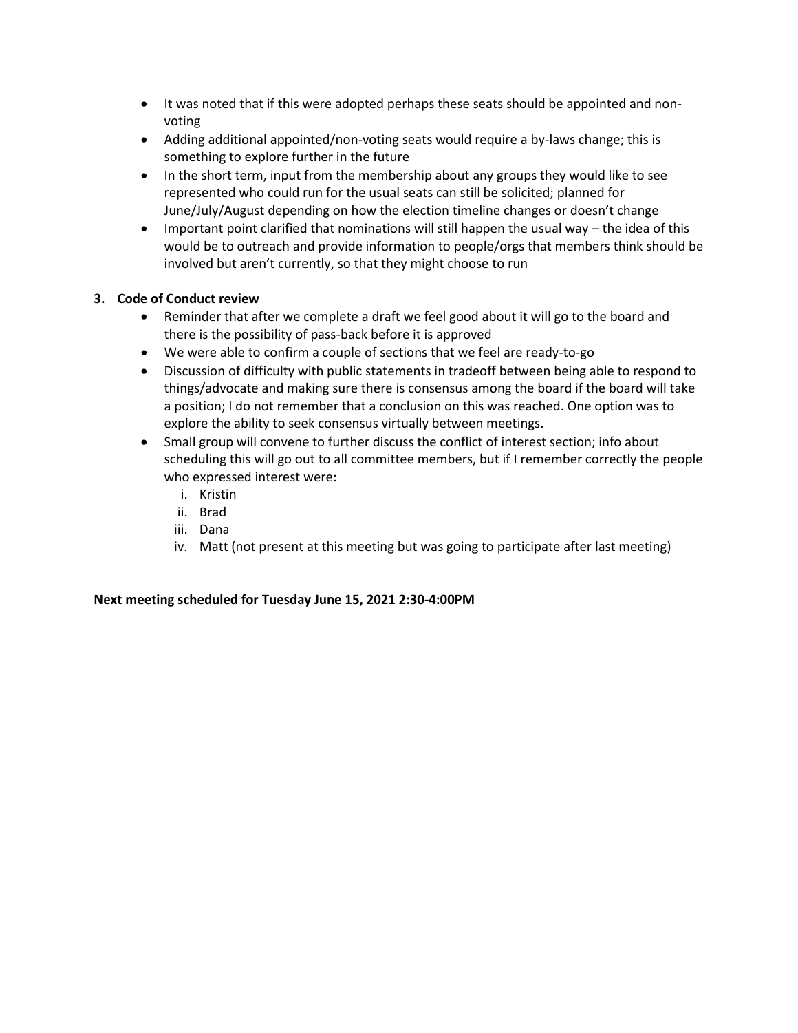- It was noted that if this were adopted perhaps these seats should be appointed and non-voting
- Adding additional appointed/non-voting seats would require a by-laws change; this is something to explore further in the future
- In the short term, input from the membership about any groups they would like to see represented who could run for the usual seats can still be solicited; planned for June/July/August depending on how the election timeline changes or doesn't change
- Important point clarified that nominations will still happen the usual way – the idea of this would be to outreach and provide information to people/orgs that members think should be involved but aren't currently, so that they might choose to run

**3. Code of Conduct review**

- Reminder that after we complete a draft we feel good about it will go to the board and there is the possibility of pass-back before it is approved
- We were able to confirm a couple of sections that we feel are ready-to-go
- Discussion of difficulty with public statements in tradeoff between being able to respond to things/advocate and making sure there is consensus among the board if the board will take a position; I do not remember that a conclusion on this was reached. One option was to explore the ability to seek consensus virtually between meetings.
- Small group will convene to further discuss the conflict of interest section; info about scheduling this will go out to all committee members, but if I remember correctly the people who expressed interest were:
    i. Kristin
    ii. Brad
    iii. Dana
    iv. Matt (not present at this meeting but was going to participate after last meeting)

**Next meeting scheduled for Tuesday June 15, 2021 2:30-4:00PM**